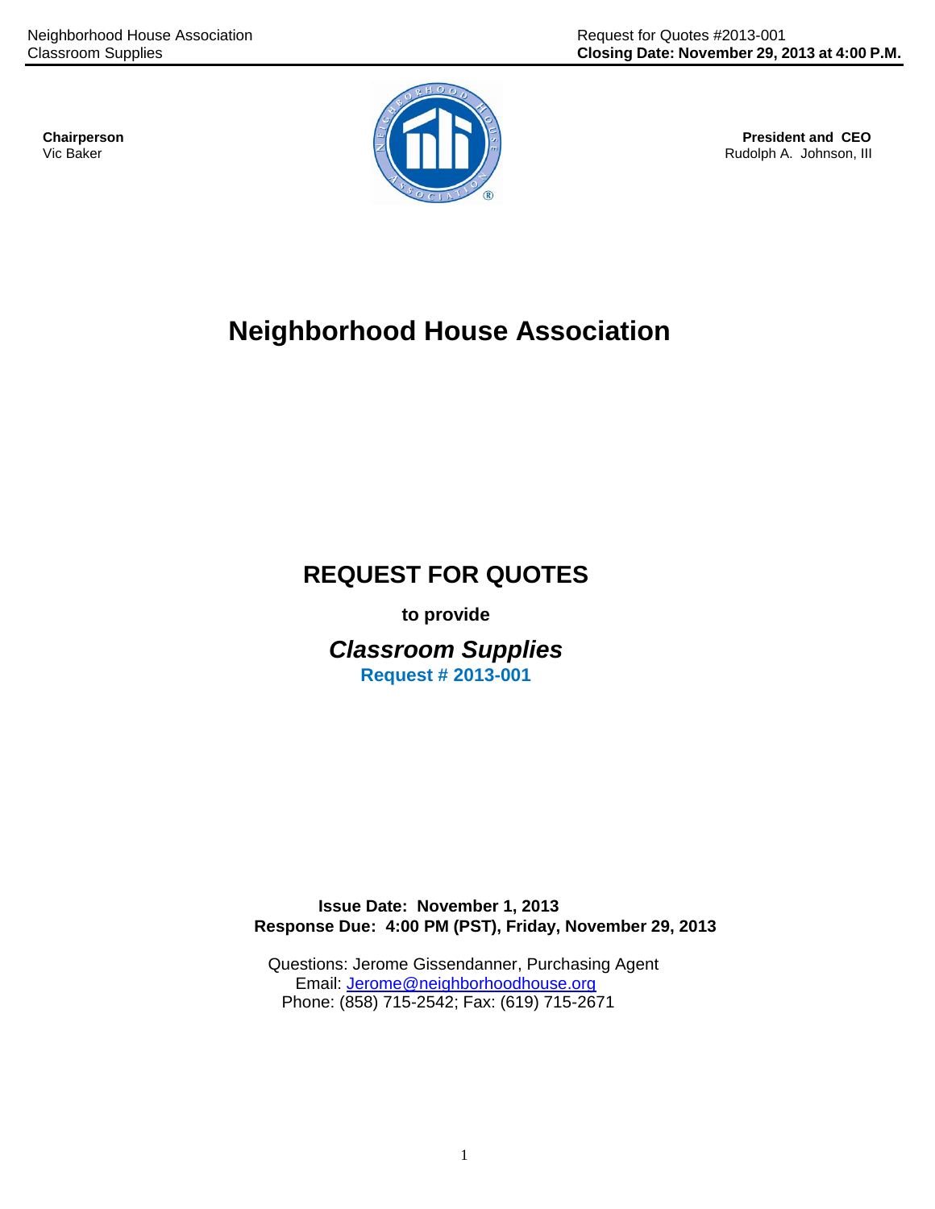**Chairperson**
Vic Baker

**President and CEO**
Rudolph A. Johnson, III

# Neighborhood House Association

## REQUEST FOR QUOTES

**to provide**

## *Classroom Supplies*

**Request # 2013-001**

**Issue Date: November 1, 2013**
**Response Due: 4:00 PM (PST), Friday, November 29, 2013**

Questions: Jerome Gissendanner, Purchasing Agent
Email: Jerome@neighborhoodhouse.org
Phone: (858) 715-2542; Fax: (619) 715-2671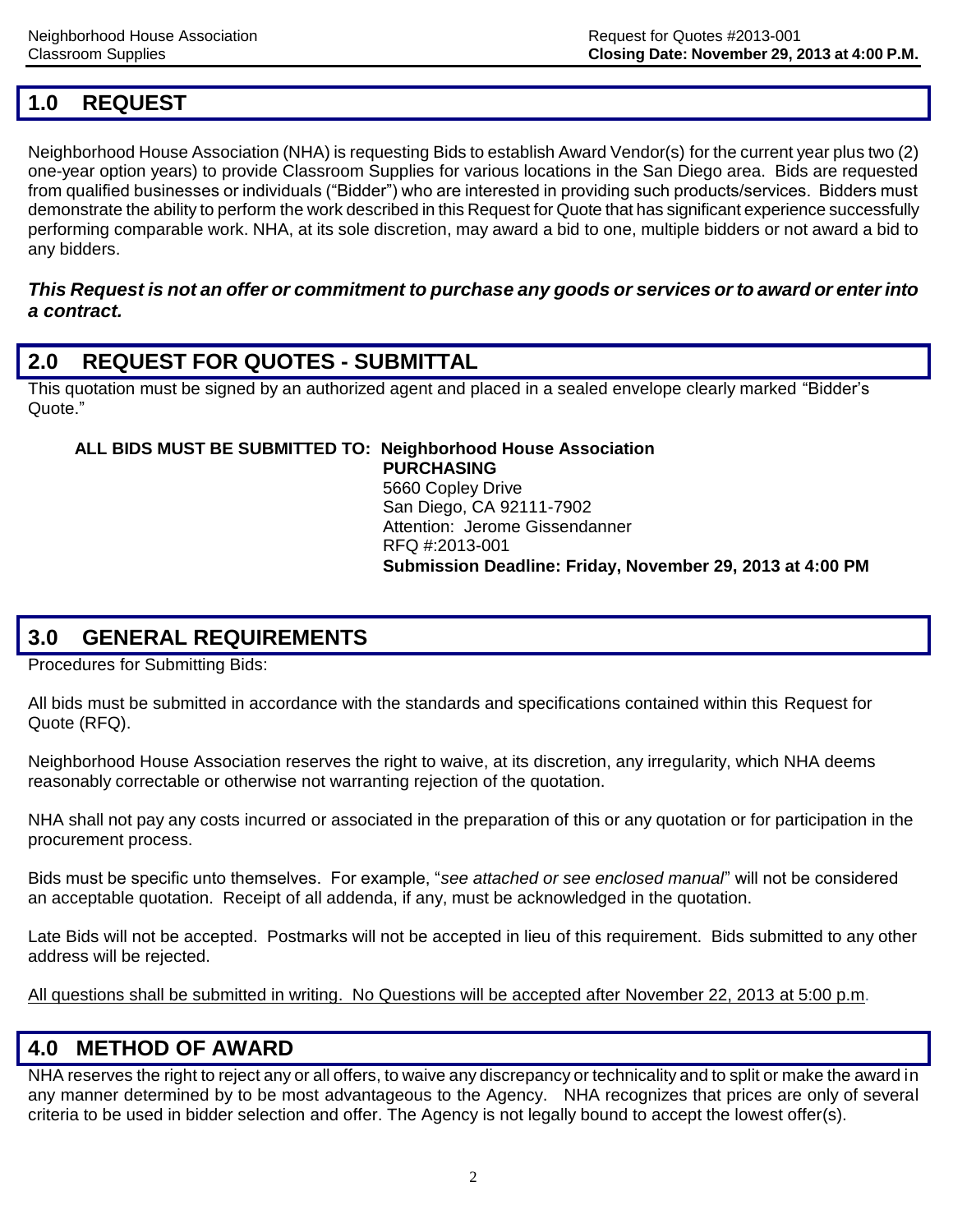## 1.0 REQUEST

Neighborhood House Association (NHA) is requesting Bids to establish Award Vendor(s) for the current year plus two (2) one-year option years) to provide Classroom Supplies for various locations in the San Diego area. Bids are requested from qualified businesses or individuals ("Bidder") who are interested in providing such products/services. Bidders must demonstrate the ability to perform the work described in this Request for Quote that has significant experience successfully performing comparable work. NHA, at its sole discretion, may award a bid to one, multiple bidders or not award a bid to any bidders.

***This Request is not an offer or commitment to purchase any goods or services or to award or enter into a contract.***

## 2.0 REQUEST FOR QUOTES - SUBMITTAL

This quotation must be signed by an authorized agent and placed in a sealed envelope clearly marked "Bidder's Quote."

**ALL BIDS MUST BE SUBMITTED TO: Neighborhood House Association**
**PURCHASING**
5660 Copley Drive
San Diego, CA 92111-7902
Attention: Jerome Gissendanner
RFQ #:2013-001
**Submission Deadline: Friday, November 29, 2013 at 4:00 PM**

## 3.0 GENERAL REQUIREMENTS

Procedures for Submitting Bids:

All bids must be submitted in accordance with the standards and specifications contained within this Request for Quote (RFQ).

Neighborhood House Association reserves the right to waive, at its discretion, any irregularity, which NHA deems reasonably correctable or otherwise not warranting rejection of the quotation.

NHA shall not pay any costs incurred or associated in the preparation of this or any quotation or for participation in the procurement process.

Bids must be specific unto themselves. For example, "*see attached or see enclosed manual*" will not be considered an acceptable quotation. Receipt of all addenda, if any, must be acknowledged in the quotation.

Late Bids will not be accepted. Postmarks will not be accepted in lieu of this requirement. Bids submitted to any other address will be rejected.

<u>All questions shall be submitted in writing. No Questions will be accepted after November 22, 2013 at 5:00 p.m</u>.

## 4.0 METHOD OF AWARD

NHA reserves the right to reject any or all offers, to waive any discrepancy or technicality and to split or make the award in any manner determined by to be most advantageous to the Agency. NHA recognizes that prices are only of several criteria to be used in bidder selection and offer. The Agency is not legally bound to accept the lowest offer(s).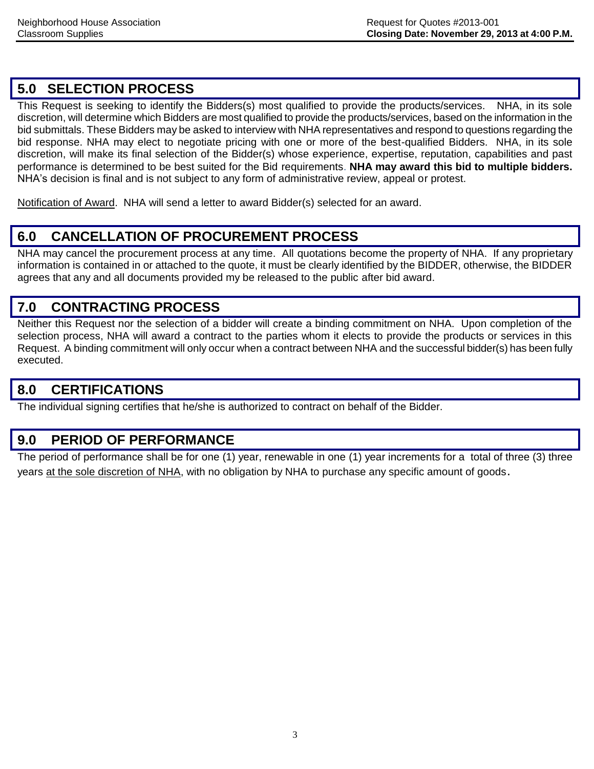## 5.0 SELECTION PROCESS

This Request is seeking to identify the Bidders(s) most qualified to provide the products/services. NHA, in its sole discretion, will determine which Bidders are most qualified to provide the products/services, based on the information in the bid submittals. These Bidders may be asked to interview with NHA representatives and respond to questions regarding the bid response. NHA may elect to negotiate pricing with one or more of the best-qualified Bidders. NHA, in its sole discretion, will make its final selection of the Bidder(s) whose experience, expertise, reputation, capabilities and past performance is determined to be best suited for the Bid requirements. **NHA may award this bid to multiple bidders.** NHA's decision is final and is not subject to any form of administrative review, appeal or protest.

Notification of Award. NHA will send a letter to award Bidder(s) selected for an award.

## 6.0 CANCELLATION OF PROCUREMENT PROCESS

NHA may cancel the procurement process at any time. All quotations become the property of NHA. If any proprietary information is contained in or attached to the quote, it must be clearly identified by the BIDDER, otherwise, the BIDDER agrees that any and all documents provided my be released to the public after bid award.

## 7.0 CONTRACTING PROCESS

Neither this Request nor the selection of a bidder will create a binding commitment on NHA. Upon completion of the selection process, NHA will award a contract to the parties whom it elects to provide the products or services in this Request. A binding commitment will only occur when a contract between NHA and the successful bidder(s) has been fully executed.

## 8.0 CERTIFICATIONS

The individual signing certifies that he/she is authorized to contract on behalf of the Bidder.

## 9.0 PERIOD OF PERFORMANCE

The period of performance shall be for one (1) year, renewable in one (1) year increments for a total of three (3) three years at the sole discretion of NHA, with no obligation by NHA to purchase any specific amount of goods.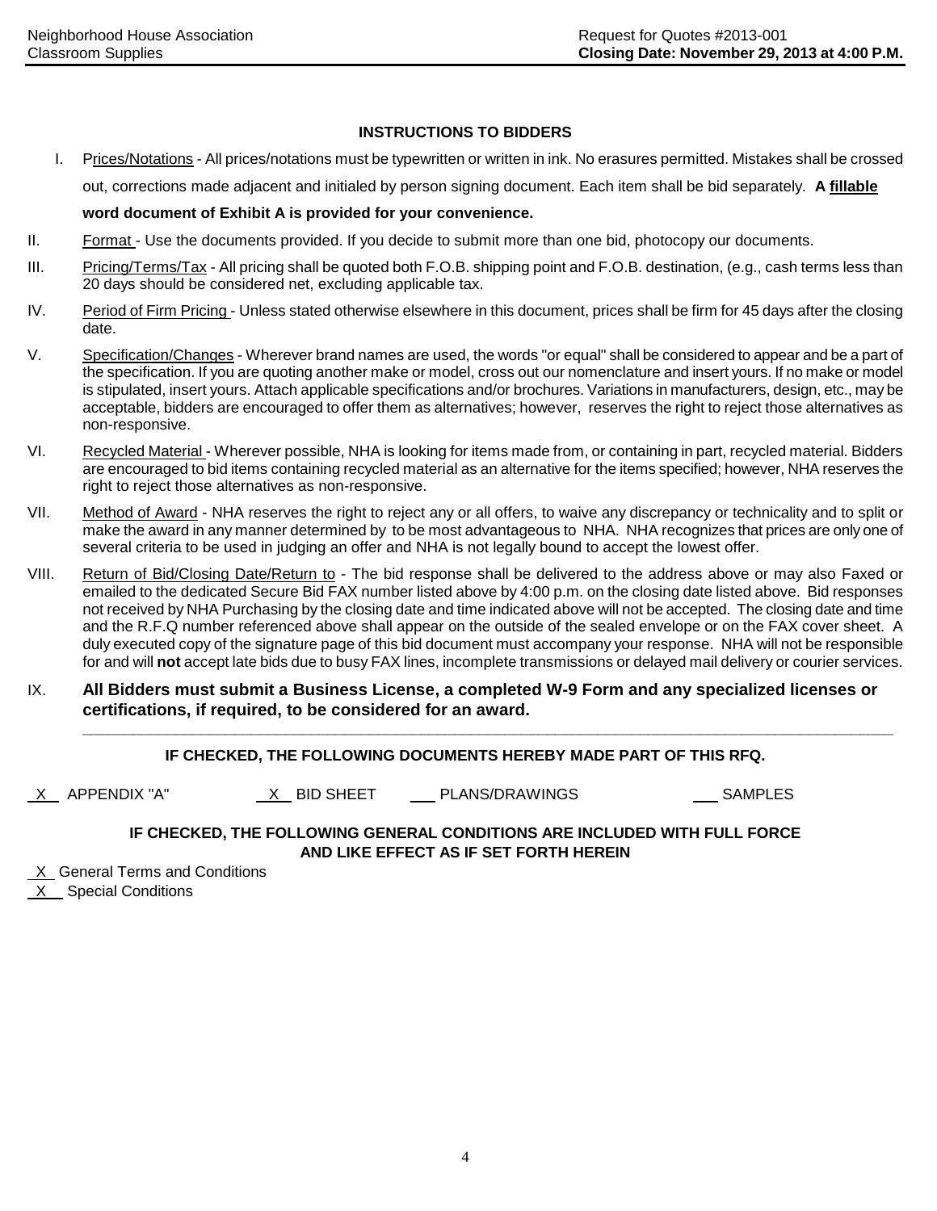## INSTRUCTIONS TO BIDDERS

I. Prices/Notations - All prices/notations must be typewritten or written in ink. No erasures permitted. Mistakes shall be crossed out, corrections made adjacent and initialed by person signing document. Each item shall be bid separately. **A fillable word document of Exhibit A is provided for your convenience.**

II. Format - Use the documents provided. If you decide to submit more than one bid, photocopy our documents.

III. Pricing/Terms/Tax - All pricing shall be quoted both F.O.B. shipping point and F.O.B. destination, (e.g., cash terms less than 20 days should be considered net, excluding applicable tax.

IV. Period of Firm Pricing - Unless stated otherwise elsewhere in this document, prices shall be firm for 45 days after the closing date.

V. Specification/Changes - Wherever brand names are used, the words "or equal" shall be considered to appear and be a part of the specification. If you are quoting another make or model, cross out our nomenclature and insert yours. If no make or model is stipulated, insert yours. Attach applicable specifications and/or brochures. Variations in manufacturers, design, etc., may be acceptable, bidders are encouraged to offer them as alternatives; however, reserves the right to reject those alternatives as non-responsive.

VI. Recycled Material - Wherever possible, NHA is looking for items made from, or containing in part, recycled material. Bidders are encouraged to bid items containing recycled material as an alternative for the items specified; however, NHA reserves the right to reject those alternatives as non-responsive.

VII. Method of Award - NHA reserves the right to reject any or all offers, to waive any discrepancy or technicality and to split or make the award in any manner determined by to be most advantageous to NHA. NHA recognizes that prices are only one of several criteria to be used in judging an offer and NHA is not legally bound to accept the lowest offer.

VIII. Return of Bid/Closing Date/Return to - The bid response shall be delivered to the address above or may also Faxed or emailed to the dedicated Secure Bid FAX number listed above by 4:00 p.m. on the closing date listed above. Bid responses not received by NHA Purchasing by the closing date and time indicated above will not be accepted. The closing date and time and the R.F.Q number referenced above shall appear on the outside of the sealed envelope or on the FAX cover sheet. A duly executed copy of the signature page of this bid document must accompany your response. NHA will not be responsible for and will **not** accept late bids due to busy FAX lines, incomplete transmissions or delayed mail delivery or courier services.

IX. **All Bidders must submit a Business License, a completed W-9 Form and any specialized licenses or certifications, if required, to be considered for an award.**

---

**IF CHECKED, THE FOLLOWING DOCUMENTS HEREBY MADE PART OF THIS RFQ.**

_X_ APPENDIX "A" _X_ BID SHEET ___ PLANS/DRAWINGS ___ SAMPLES

**IF CHECKED, THE FOLLOWING GENERAL CONDITIONS ARE INCLUDED WITH FULL FORCE AND LIKE EFFECT AS IF SET FORTH HEREIN**

_X_ General Terms and Conditions

_X_ Special Conditions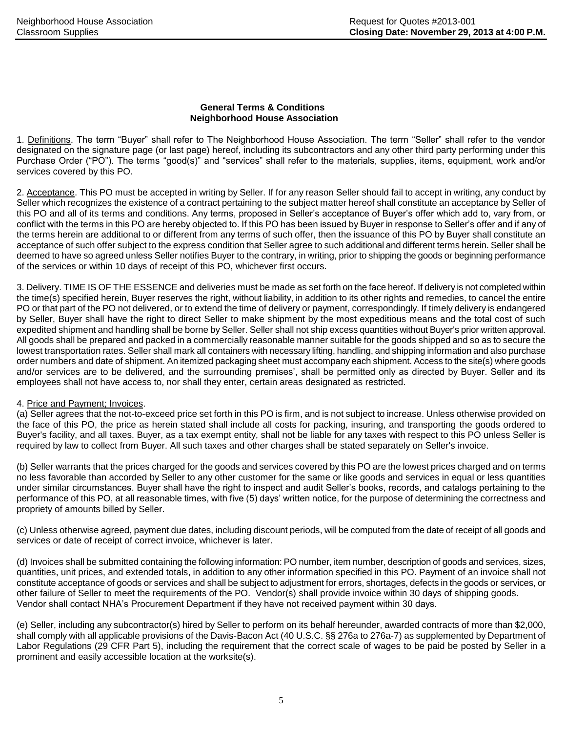**General Terms & Conditions**
**Neighborhood House Association**

1. Definitions. The term "Buyer" shall refer to The Neighborhood House Association. The term "Seller" shall refer to the vendor designated on the signature page (or last page) hereof, including its subcontractors and any other third party performing under this Purchase Order ("PO"). The terms "good(s)" and "services" shall refer to the materials, supplies, items, equipment, work and/or services covered by this PO.

2. Acceptance. This PO must be accepted in writing by Seller. If for any reason Seller should fail to accept in writing, any conduct by Seller which recognizes the existence of a contract pertaining to the subject matter hereof shall constitute an acceptance by Seller of this PO and all of its terms and conditions. Any terms, proposed in Seller's acceptance of Buyer's offer which add to, vary from, or conflict with the terms in this PO are hereby objected to. If this PO has been issued by Buyer in response to Seller's offer and if any of the terms herein are additional to or different from any terms of such offer, then the issuance of this PO by Buyer shall constitute an acceptance of such offer subject to the express condition that Seller agree to such additional and different terms herein. Seller shall be deemed to have so agreed unless Seller notifies Buyer to the contrary, in writing, prior to shipping the goods or beginning performance of the services or within 10 days of receipt of this PO, whichever first occurs.

3. Delivery. TIME IS OF THE ESSENCE and deliveries must be made as set forth on the face hereof. If delivery is not completed within the time(s) specified herein, Buyer reserves the right, without liability, in addition to its other rights and remedies, to cancel the entire PO or that part of the PO not delivered, or to extend the time of delivery or payment, correspondingly. If timely delivery is endangered by Seller, Buyer shall have the right to direct Seller to make shipment by the most expeditious means and the total cost of such expedited shipment and handling shall be borne by Seller. Seller shall not ship excess quantities without Buyer's prior written approval. All goods shall be prepared and packed in a commercially reasonable manner suitable for the goods shipped and so as to secure the lowest transportation rates. Seller shall mark all containers with necessary lifting, handling, and shipping information and also purchase order numbers and date of shipment. An itemized packaging sheet must accompany each shipment. Access to the site(s) where goods and/or services are to be delivered, and the surrounding premises', shall be permitted only as directed by Buyer. Seller and its employees shall not have access to, nor shall they enter, certain areas designated as restricted.

4. Price and Payment; Invoices.

(a) Seller agrees that the not-to-exceed price set forth in this PO is firm, and is not subject to increase. Unless otherwise provided on the face of this PO, the price as herein stated shall include all costs for packing, insuring, and transporting the goods ordered to Buyer's facility, and all taxes. Buyer, as a tax exempt entity, shall not be liable for any taxes with respect to this PO unless Seller is required by law to collect from Buyer. All such taxes and other charges shall be stated separately on Seller's invoice.

(b) Seller warrants that the prices charged for the goods and services covered by this PO are the lowest prices charged and on terms no less favorable than accorded by Seller to any other customer for the same or like goods and services in equal or less quantities under similar circumstances. Buyer shall have the right to inspect and audit Seller's books, records, and catalogs pertaining to the performance of this PO, at all reasonable times, with five (5) days' written notice, for the purpose of determining the correctness and propriety of amounts billed by Seller.

(c) Unless otherwise agreed, payment due dates, including discount periods, will be computed from the date of receipt of all goods and services or date of receipt of correct invoice, whichever is later.

(d) Invoices shall be submitted containing the following information: PO number, item number, description of goods and services, sizes, quantities, unit prices, and extended totals, in addition to any other information specified in this PO. Payment of an invoice shall not constitute acceptance of goods or services and shall be subject to adjustment for errors, shortages, defects in the goods or services, or other failure of Seller to meet the requirements of the PO. Vendor(s) shall provide invoice within 30 days of shipping goods. Vendor shall contact NHA's Procurement Department if they have not received payment within 30 days.

(e) Seller, including any subcontractor(s) hired by Seller to perform on its behalf hereunder, awarded contracts of more than $2,000, shall comply with all applicable provisions of the Davis-Bacon Act (40 U.S.C. §§ 276a to 276a-7) as supplemented by Department of Labor Regulations (29 CFR Part 5), including the requirement that the correct scale of wages to be paid be posted by Seller in a prominent and easily accessible location at the worksite(s).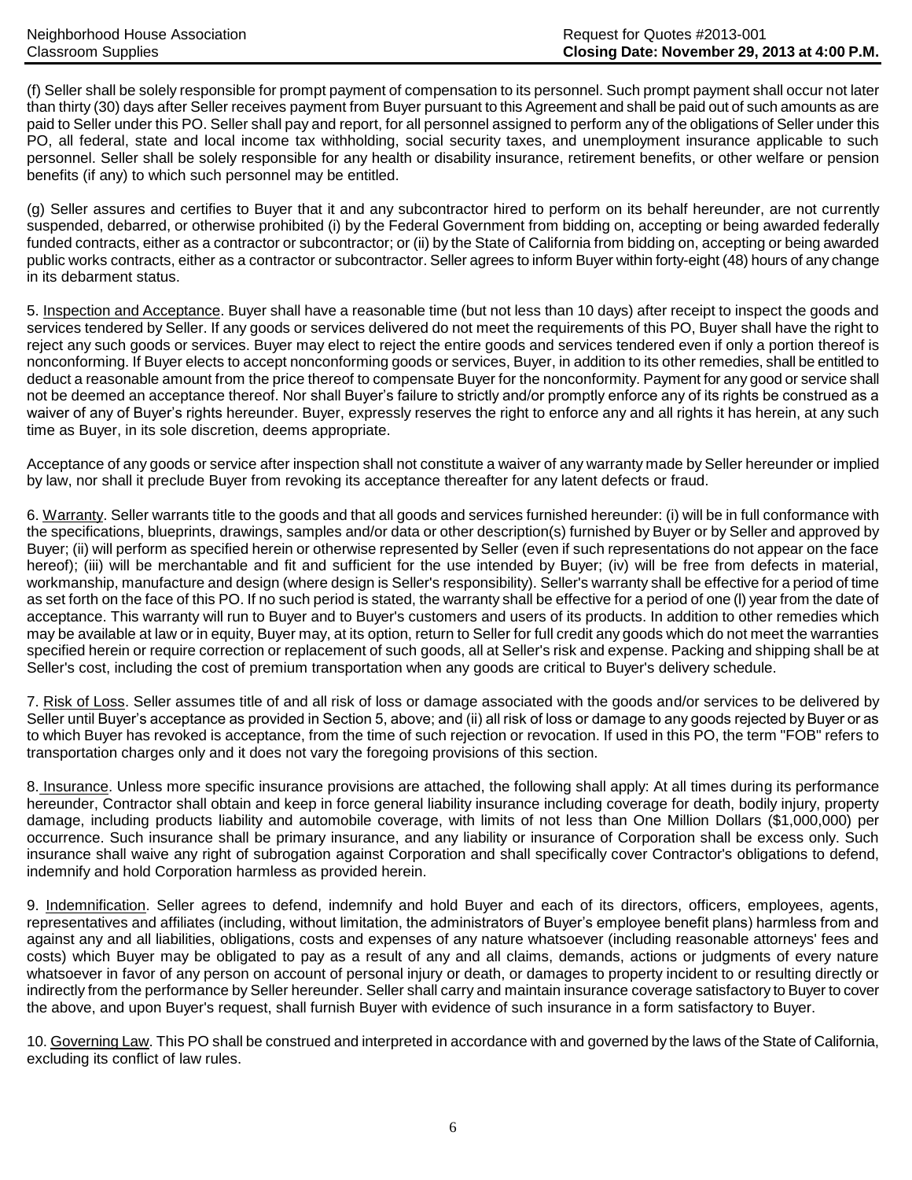(f) Seller shall be solely responsible for prompt payment of compensation to its personnel. Such prompt payment shall occur not later than thirty (30) days after Seller receives payment from Buyer pursuant to this Agreement and shall be paid out of such amounts as are paid to Seller under this PO. Seller shall pay and report, for all personnel assigned to perform any of the obligations of Seller under this PO, all federal, state and local income tax withholding, social security taxes, and unemployment insurance applicable to such personnel. Seller shall be solely responsible for any health or disability insurance, retirement benefits, or other welfare or pension benefits (if any) to which such personnel may be entitled.

(g) Seller assures and certifies to Buyer that it and any subcontractor hired to perform on its behalf hereunder, are not currently suspended, debarred, or otherwise prohibited (i) by the Federal Government from bidding on, accepting or being awarded federally funded contracts, either as a contractor or subcontractor; or (ii) by the State of California from bidding on, accepting or being awarded public works contracts, either as a contractor or subcontractor. Seller agrees to inform Buyer within forty-eight (48) hours of any change in its debarment status.

5. Inspection and Acceptance. Buyer shall have a reasonable time (but not less than 10 days) after receipt to inspect the goods and services tendered by Seller. If any goods or services delivered do not meet the requirements of this PO, Buyer shall have the right to reject any such goods or services. Buyer may elect to reject the entire goods and services tendered even if only a portion thereof is nonconforming. If Buyer elects to accept nonconforming goods or services, Buyer, in addition to its other remedies, shall be entitled to deduct a reasonable amount from the price thereof to compensate Buyer for the nonconformity. Payment for any good or service shall not be deemed an acceptance thereof. Nor shall Buyer's failure to strictly and/or promptly enforce any of its rights be construed as a waiver of any of Buyer's rights hereunder. Buyer, expressly reserves the right to enforce any and all rights it has herein, at any such time as Buyer, in its sole discretion, deems appropriate.

Acceptance of any goods or service after inspection shall not constitute a waiver of any warranty made by Seller hereunder or implied by law, nor shall it preclude Buyer from revoking its acceptance thereafter for any latent defects or fraud.

6. Warranty. Seller warrants title to the goods and that all goods and services furnished hereunder: (i) will be in full conformance with the specifications, blueprints, drawings, samples and/or data or other description(s) furnished by Buyer or by Seller and approved by Buyer; (ii) will perform as specified herein or otherwise represented by Seller (even if such representations do not appear on the face hereof); (iii) will be merchantable and fit and sufficient for the use intended by Buyer; (iv) will be free from defects in material, workmanship, manufacture and design (where design is Seller's responsibility). Seller's warranty shall be effective for a period of time as set forth on the face of this PO. If no such period is stated, the warranty shall be effective for a period of one (l) year from the date of acceptance. This warranty will run to Buyer and to Buyer's customers and users of its products. In addition to other remedies which may be available at law or in equity, Buyer may, at its option, return to Seller for full credit any goods which do not meet the warranties specified herein or require correction or replacement of such goods, all at Seller's risk and expense. Packing and shipping shall be at Seller's cost, including the cost of premium transportation when any goods are critical to Buyer's delivery schedule.

7. Risk of Loss. Seller assumes title of and all risk of loss or damage associated with the goods and/or services to be delivered by Seller until Buyer's acceptance as provided in Section 5, above; and (ii) all risk of loss or damage to any goods rejected by Buyer or as to which Buyer has revoked is acceptance, from the time of such rejection or revocation. If used in this PO, the term "FOB" refers to transportation charges only and it does not vary the foregoing provisions of this section.

8. Insurance. Unless more specific insurance provisions are attached, the following shall apply: At all times during its performance hereunder, Contractor shall obtain and keep in force general liability insurance including coverage for death, bodily injury, property damage, including products liability and automobile coverage, with limits of not less than One Million Dollars ($1,000,000) per occurrence. Such insurance shall be primary insurance, and any liability or insurance of Corporation shall be excess only. Such insurance shall waive any right of subrogation against Corporation and shall specifically cover Contractor's obligations to defend, indemnify and hold Corporation harmless as provided herein.

9. Indemnification. Seller agrees to defend, indemnify and hold Buyer and each of its directors, officers, employees, agents, representatives and affiliates (including, without limitation, the administrators of Buyer's employee benefit plans) harmless from and against any and all liabilities, obligations, costs and expenses of any nature whatsoever (including reasonable attorneys' fees and costs) which Buyer may be obligated to pay as a result of any and all claims, demands, actions or judgments of every nature whatsoever in favor of any person on account of personal injury or death, or damages to property incident to or resulting directly or indirectly from the performance by Seller hereunder. Seller shall carry and maintain insurance coverage satisfactory to Buyer to cover the above, and upon Buyer's request, shall furnish Buyer with evidence of such insurance in a form satisfactory to Buyer.

10. Governing Law. This PO shall be construed and interpreted in accordance with and governed by the laws of the State of California, excluding its conflict of law rules.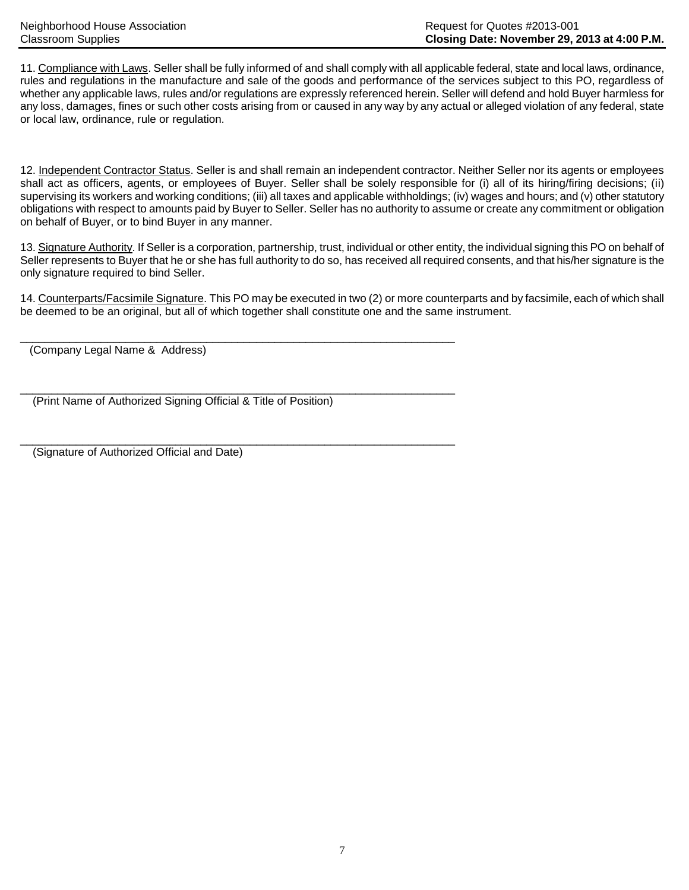11. Compliance with Laws. Seller shall be fully informed of and shall comply with all applicable federal, state and local laws, ordinance, rules and regulations in the manufacture and sale of the goods and performance of the services subject to this PO, regardless of whether any applicable laws, rules and/or regulations are expressly referenced herein. Seller will defend and hold Buyer harmless for any loss, damages, fines or such other costs arising from or caused in any way by any actual or alleged violation of any federal, state or local law, ordinance, rule or regulation.

12. Independent Contractor Status. Seller is and shall remain an independent contractor. Neither Seller nor its agents or employees shall act as officers, agents, or employees of Buyer. Seller shall be solely responsible for (i) all of its hiring/firing decisions; (ii) supervising its workers and working conditions; (iii) all taxes and applicable withholdings; (iv) wages and hours; and (v) other statutory obligations with respect to amounts paid by Buyer to Seller. Seller has no authority to assume or create any commitment or obligation on behalf of Buyer, or to bind Buyer in any manner.

13. Signature Authority. If Seller is a corporation, partnership, trust, individual or other entity, the individual signing this PO on behalf of Seller represents to Buyer that he or she has full authority to do so, has received all required consents, and that his/her signature is the only signature required to bind Seller.

14. Counterparts/Facsimile Signature. This PO may be executed in two (2) or more counterparts and by facsimile, each of which shall be deemed to be an original, but all of which together shall constitute one and the same instrument.

______________________________________________________________________

(Company Legal Name & Address)

______________________________________________________________________

(Print Name of Authorized Signing Official & Title of Position)

______________________________________________________________________

(Signature of Authorized Official and Date)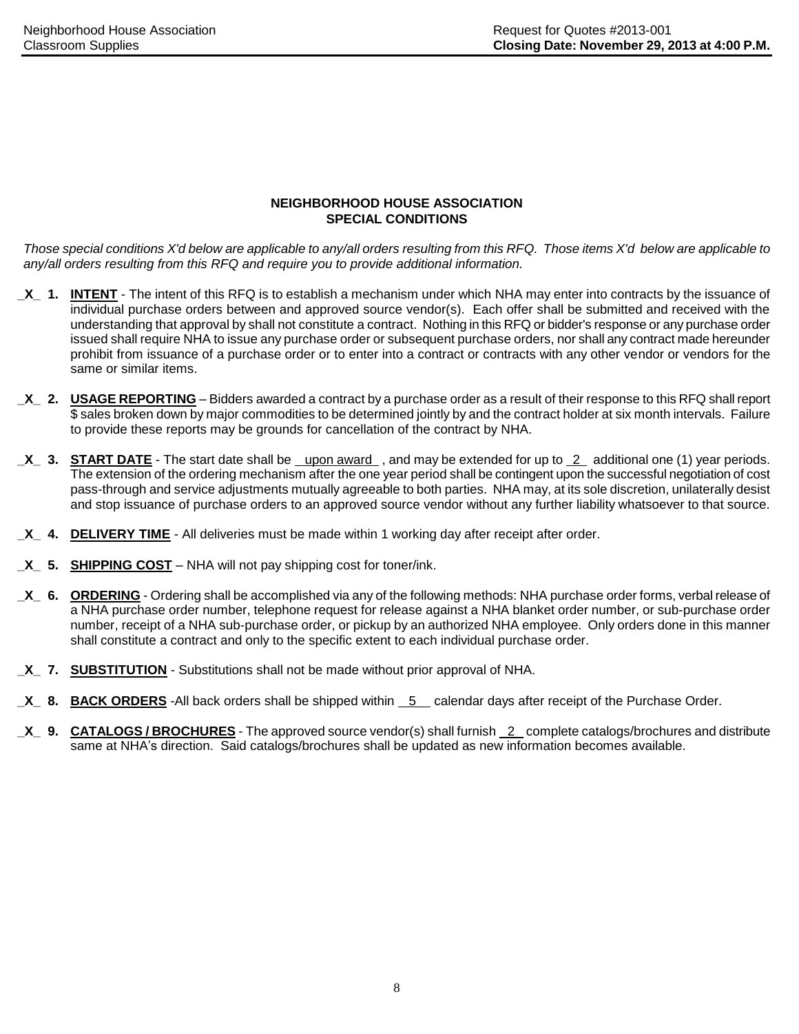**NEIGHBORHOOD HOUSE ASSOCIATION**
**SPECIAL CONDITIONS**

*Those special conditions X'd below are applicable to any/all orders resulting from this RFQ. Those items X'd below are applicable to any/all orders resulting from this RFQ and require you to provide additional information.*

_X_ **1. INTENT** - The intent of this RFQ is to establish a mechanism under which NHA may enter into contracts by the issuance of individual purchase orders between and approved source vendor(s). Each offer shall be submitted and received with the understanding that approval by shall not constitute a contract. Nothing in this RFQ or bidder's response or any purchase order issued shall require NHA to issue any purchase order or subsequent purchase orders, nor shall any contract made hereunder prohibit from issuance of a purchase order or to enter into a contract or contracts with any other vendor or vendors for the same or similar items.

_X_ **2. USAGE REPORTING** – Bidders awarded a contract by a purchase order as a result of their response to this RFQ shall report $ sales broken down by major commodities to be determined jointly by and the contract holder at six month intervals. Failure to provide these reports may be grounds for cancellation of the contract by NHA.

_X_ **3. START DATE** - The start date shall be upon award , and may be extended for up to 2 additional one (1) year periods. The extension of the ordering mechanism after the one year period shall be contingent upon the successful negotiation of cost pass-through and service adjustments mutually agreeable to both parties. NHA may, at its sole discretion, unilaterally desist and stop issuance of purchase orders to an approved source vendor without any further liability whatsoever to that source.

_X_ **4. DELIVERY TIME** - All deliveries must be made within 1 working day after receipt after order.

_X_ **5. SHIPPING COST** – NHA will not pay shipping cost for toner/ink.

_X_ **6. ORDERING** - Ordering shall be accomplished via any of the following methods: NHA purchase order forms, verbal release of a NHA purchase order number, telephone request for release against a NHA blanket order number, or sub-purchase order number, receipt of a NHA sub-purchase order, or pickup by an authorized NHA employee. Only orders done in this manner shall constitute a contract and only to the specific extent to each individual purchase order.

_X_ **7. SUBSTITUTION** - Substitutions shall not be made without prior approval of NHA.

_X_ **8. BACK ORDERS** -All back orders shall be shipped within 5 calendar days after receipt of the Purchase Order.

_X_ **9. CATALOGS / BROCHURES** - The approved source vendor(s) shall furnish 2 complete catalogs/brochures and distribute same at NHA's direction. Said catalogs/brochures shall be updated as new information becomes available.